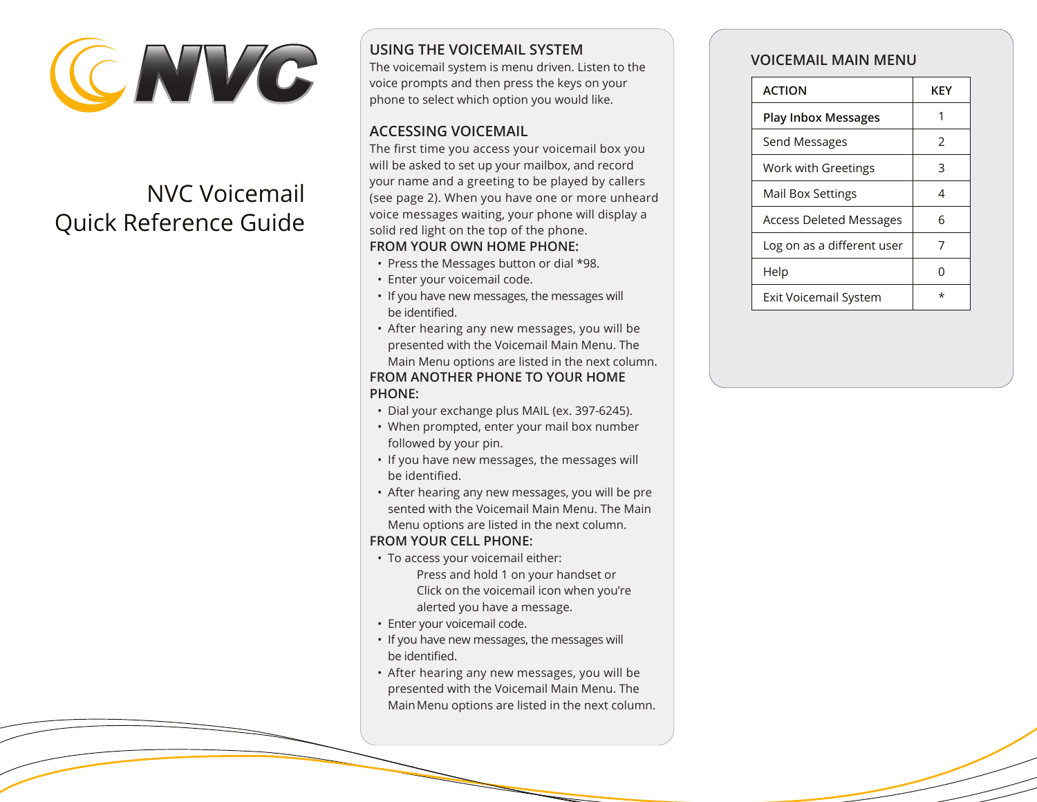# NVC Voicemail Quick Reference Guide

## USING THE VOICEMAIL SYSTEM

The voicemail system is menu driven. Listen to the voice prompts and then press the keys on your phone to select which option you would like.

## ACCESSING VOICEMAIL

The first time you access your voicemail box you will be asked to set up your mailbox, and record your name and a greeting to be played by callers (see page 2). When you have one or more unheard voice messages waiting, your phone will display a solid red light on the top of the phone.

### FROM YOUR OWN HOME PHONE:

- Press the Messages button or dial *98.
- Enter your voicemail code.
- If you have new messages, the messages will be identified.
- After hearing any new messages, you will be presented with the Voicemail Main Menu. The Main Menu options are listed in the next column.

### FROM ANOTHER PHONE TO YOUR HOME PHONE:

- Dial your exchange plus MAIL (ex. 397-6245).
- When prompted, enter your mail box number followed by your pin.
- If you have new messages, the messages will be identified.
- After hearing any new messages, you will be pre sented with the Voicemail Main Menu. The Main Menu options are listed in the next column.

### FROM YOUR CELL PHONE:

- To access your voicemail either:
  - Press and hold 1 on your handset or
  - Click on the voicemail icon when you're alerted you have a message.
- Enter your voicemail code.
- If you have new messages, the messages will be identified.
- After hearing any new messages, you will be presented with the Voicemail Main Menu. The Main Menu options are listed in the next column.

## VOICEMAIL MAIN MENU

| ACTION | KEY |
|---|---|
| **Play Inbox Messages** | 1 |
| Send Messages | 2 |
| Work with Greetings | 3 |
| Mail Box Settings | 4 |
| Access Deleted Messages | 6 |
| Log on as a different user | 7 |
| Help | 0 |
| Exit Voicemail System | * |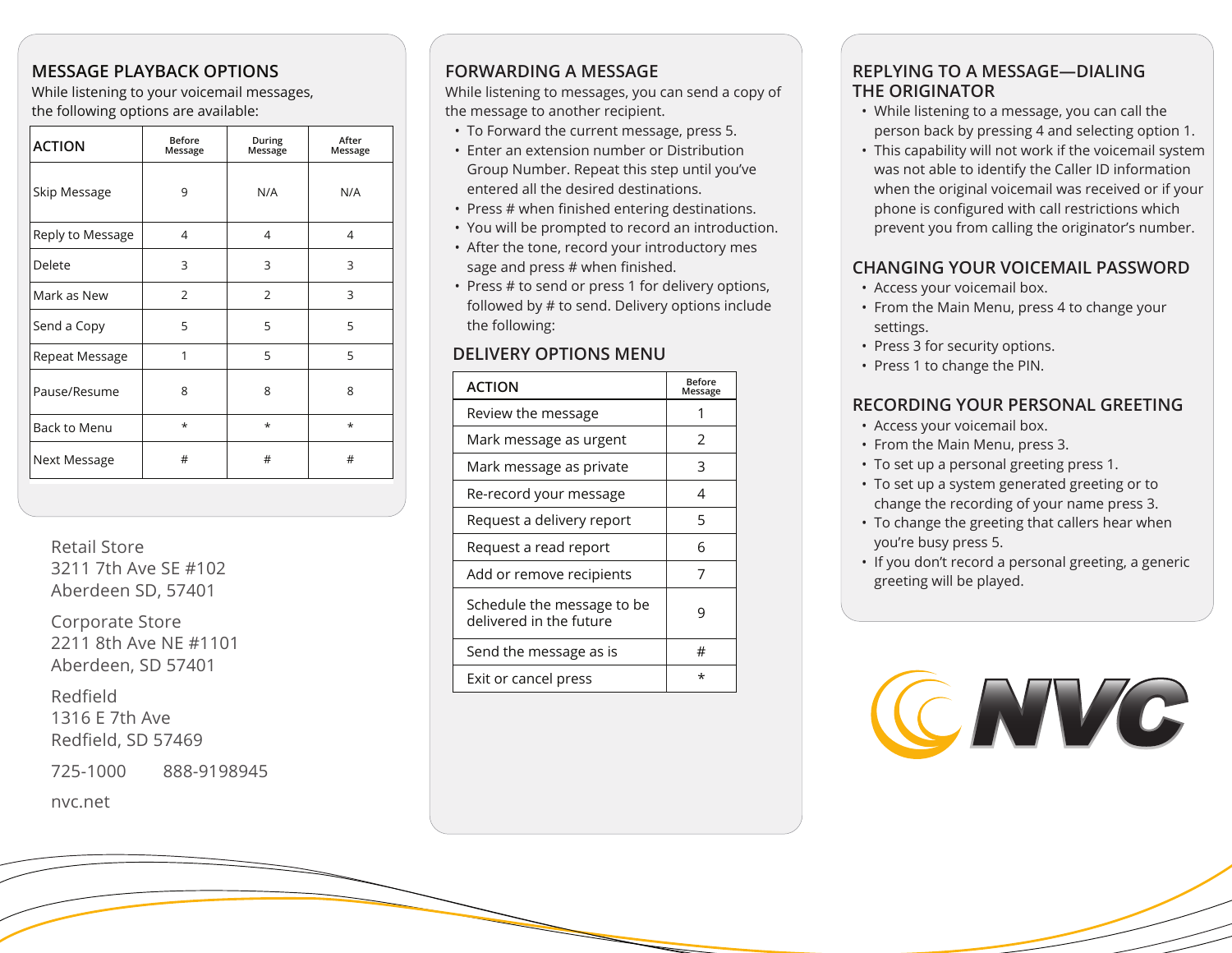## MESSAGE PLAYBACK OPTIONS

While listening to your voicemail messages, the following options are available:

| ACTION | Before Message | During Message | After Message |
|---|---|---|---|
| Skip Message | 9 | N/A | N/A |
| Reply to Message | 4 | 4 | 4 |
| Delete | 3 | 3 | 3 |
| Mark as New | 2 | 2 | 3 |
| Send a Copy | 5 | 5 | 5 |
| Repeat Message | 1 | 5 | 5 |
| Pause/Resume | 8 | 8 | 8 |
| Back to Menu | * | * | * |
| Next Message | # | # | # |

Retail Store
3211 7th Ave SE #102
Aberdeen SD, 57401

Corporate Store
2211 8th Ave NE #1101
Aberdeen, SD 57401

Redfield
1316 E 7th Ave
Redfield, SD 57469

725-1000     888-9198945

nvc.net

## FORWARDING A MESSAGE

While listening to messages, you can send a copy of the message to another recipient.

- To Forward the current message, press 5.
- Enter an extension number or Distribution Group Number. Repeat this step until you've entered all the desired destinations.
- Press # when finished entering destinations.
- You will be prompted to record an introduction.
- After the tone, record your introductory mes sage and press # when finished.
- Press # to send or press 1 for delivery options, followed by # to send. Delivery options include the following:

### DELIVERY OPTIONS MENU

| ACTION | Before Message |
|---|---|
| Review the message | 1 |
| Mark message as urgent | 2 |
| Mark message as private | 3 |
| Re-record your message | 4 |
| Request a delivery report | 5 |
| Request a read report | 6 |
| Add or remove recipients | 7 |
| Schedule the message to be delivered in the future | 9 |
| Send the message as is | # |
| Exit or cancel press | * |

## REPLYING TO A MESSAGE—DIALING THE ORIGINATOR

- While listening to a message, you can call the person back by pressing 4 and selecting option 1.
- This capability will not work if the voicemail system was not able to identify the Caller ID information when the original voicemail was received or if your phone is configured with call restrictions which prevent you from calling the originator's number.

## CHANGING YOUR VOICEMAIL PASSWORD

- Access your voicemail box.
- From the Main Menu, press 4 to change your settings.
- Press 3 for security options.
- Press 1 to change the PIN.

## RECORDING YOUR PERSONAL GREETING

- Access your voicemail box.
- From the Main Menu, press 3.
- To set up a personal greeting press 1.
- To set up a system generated greeting or to change the recording of your name press 3.
- To change the greeting that callers hear when you're busy press 5.
- If you don't record a personal greeting, a generic greeting will be played.

NVC